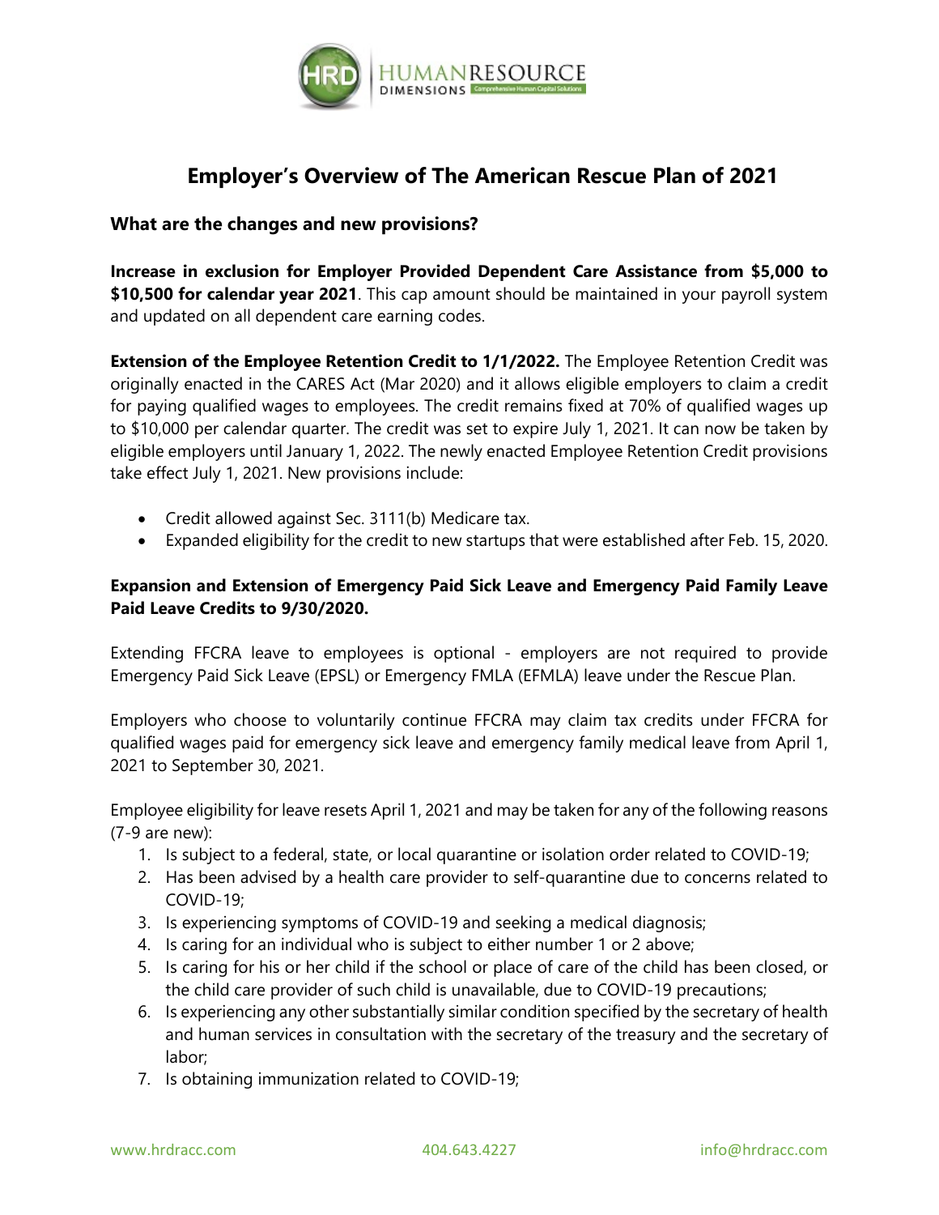# Employer's Overview of The American Rescue Plan of 2021

## What are the changes and new provisions?

**Increase in exclusion for Employer Provided Dependent Care Assistance from $5,000 to $10,500 for calendar year 2021**. This cap amount should be maintained in your payroll system and updated on all dependent care earning codes.

**Extension of the Employee Retention Credit to 1/1/2022.** The Employee Retention Credit was originally enacted in the CARES Act (Mar 2020) and it allows eligible employers to claim a credit for paying qualified wages to employees. The credit remains fixed at 70% of qualified wages up to $10,000 per calendar quarter. The credit was set to expire July 1, 2021. It can now be taken by eligible employers until January 1, 2022. The newly enacted Employee Retention Credit provisions take effect July 1, 2021. New provisions include:

- Credit allowed against Sec. 3111(b) Medicare tax.
- Expanded eligibility for the credit to new startups that were established after Feb. 15, 2020.

**Expansion and Extension of Emergency Paid Sick Leave and Emergency Paid Family Leave Paid Leave Credits to 9/30/2020.**

Extending FFCRA leave to employees is optional - employers are not required to provide Emergency Paid Sick Leave (EPSL) or Emergency FMLA (EFMLA) leave under the Rescue Plan.

Employers who choose to voluntarily continue FFCRA may claim tax credits under FFCRA for qualified wages paid for emergency sick leave and emergency family medical leave from April 1, 2021 to September 30, 2021.

Employee eligibility for leave resets April 1, 2021 and may be taken for any of the following reasons (7-9 are new):

1. Is subject to a federal, state, or local quarantine or isolation order related to COVID-19;
2. Has been advised by a health care provider to self-quarantine due to concerns related to COVID-19;
3. Is experiencing symptoms of COVID-19 and seeking a medical diagnosis;
4. Is caring for an individual who is subject to either number 1 or 2 above;
5. Is caring for his or her child if the school or place of care of the child has been closed, or the child care provider of such child is unavailable, due to COVID-19 precautions;
6. Is experiencing any other substantially similar condition specified by the secretary of health and human services in consultation with the secretary of the treasury and the secretary of labor;
7. Is obtaining immunization related to COVID-19;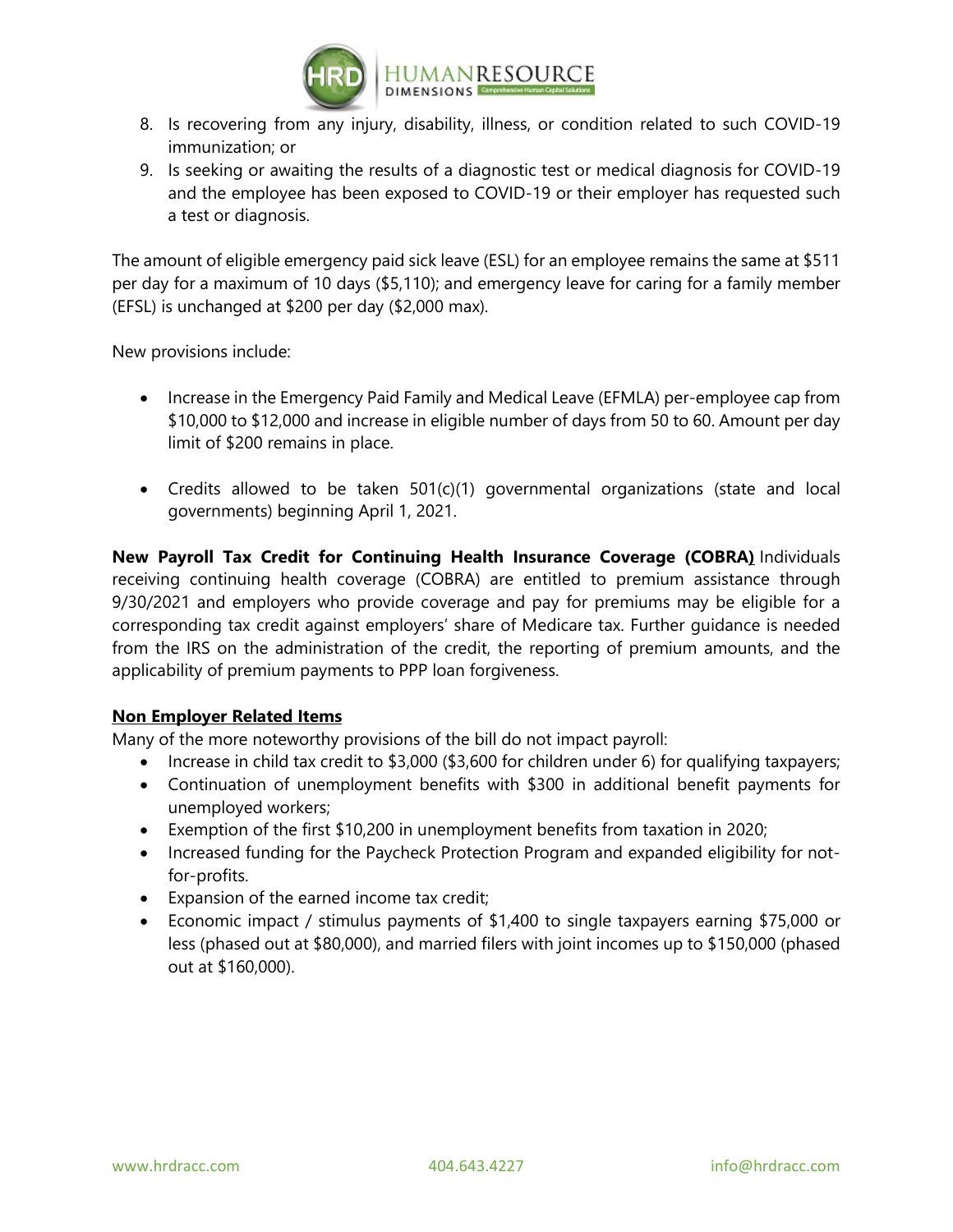8. Is recovering from any injury, disability, illness, or condition related to such COVID-19 immunization; or
9. Is seeking or awaiting the results of a diagnostic test or medical diagnosis for COVID-19 and the employee has been exposed to COVID-19 or their employer has requested such a test or diagnosis.

The amount of eligible emergency paid sick leave (ESL) for an employee remains the same at $511 per day for a maximum of 10 days ($5,110); and emergency leave for caring for a family member (EFSL) is unchanged at $200 per day ($2,000 max).

New provisions include:

- Increase in the Emergency Paid Family and Medical Leave (EFMLA) per-employee cap from $10,000 to $12,000 and increase in eligible number of days from 50 to 60. Amount per day limit of $200 remains in place.

- Credits allowed to be taken 501(c)(1) governmental organizations (state and local governments) beginning April 1, 2021.

**New Payroll Tax Credit for Continuing Health Insurance Coverage (COBRA)** Individuals receiving continuing health coverage (COBRA) are entitled to premium assistance through 9/30/2021 and employers who provide coverage and pay for premiums may be eligible for a corresponding tax credit against employers' share of Medicare tax. Further guidance is needed from the IRS on the administration of the credit, the reporting of premium amounts, and the applicability of premium payments to PPP loan forgiveness.

**Non Employer Related Items**

Many of the more noteworthy provisions of the bill do not impact payroll:

- Increase in child tax credit to $3,000 ($3,600 for children under 6) for qualifying taxpayers;
- Continuation of unemployment benefits with $300 in additional benefit payments for unemployed workers;
- Exemption of the first $10,200 in unemployment benefits from taxation in 2020;
- Increased funding for the Paycheck Protection Program and expanded eligibility for not-for-profits.
- Expansion of the earned income tax credit;
- Economic impact / stimulus payments of $1,400 to single taxpayers earning $75,000 or less (phased out at $80,000), and married filers with joint incomes up to $150,000 (phased out at $160,000).